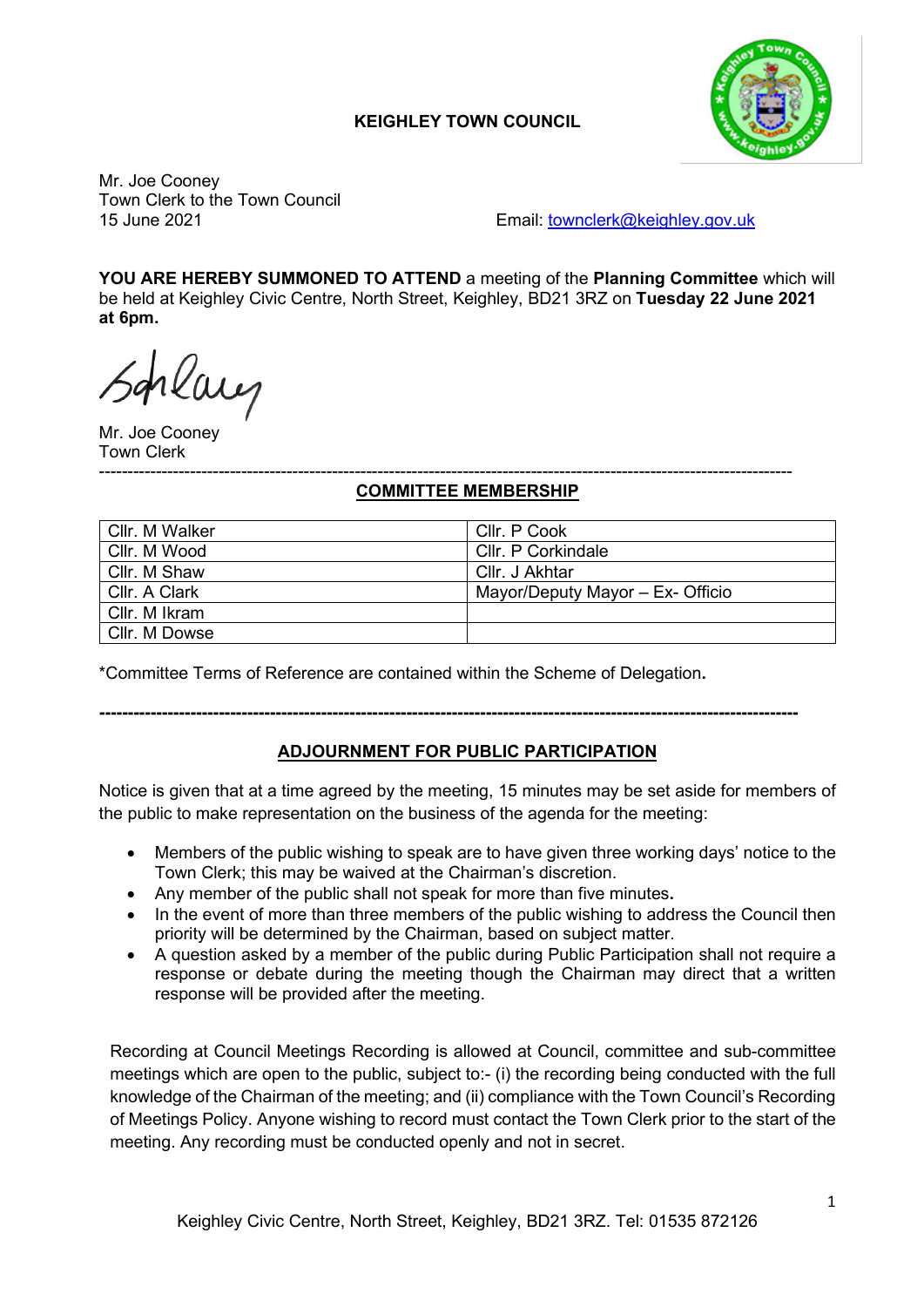# KEIGHLEY TOWN COUNCIL

Mr. Joe Cooney
Town Clerk to the Town Council
15 June 2021

Email: townclerk@keighley.gov.uk

**YOU ARE HEREBY SUMMONED TO ATTEND** a meeting of the **Planning Committee** which will be held at Keighley Civic Centre, North Street, Keighley, BD21 3RZ on **Tuesday 22 June 2021 at 6pm.**

Mr. Joe Cooney
Town Clerk

---

## COMMITTEE MEMBERSHIP

| | |
|---|---|
| Cllr. M Walker | Cllr. P Cook |
| Cllr. M Wood | Cllr. P Corkindale |
| Cllr. M Shaw | Cllr. J Akhtar |
| Cllr. A Clark | Mayor/Deputy Mayor – Ex- Officio |
| Cllr. M Ikram | |
| Cllr. M Dowse | |

*Committee Terms of Reference are contained within the Scheme of Delegation**.**

---

## ADJOURNMENT FOR PUBLIC PARTICIPATION

Notice is given that at a time agreed by the meeting, 15 minutes may be set aside for members of the public to make representation on the business of the agenda for the meeting:

- Members of the public wishing to speak are to have given three working days' notice to the Town Clerk; this may be waived at the Chairman's discretion.
- Any member of the public shall not speak for more than five minutes**.**
- In the event of more than three members of the public wishing to address the Council then priority will be determined by the Chairman, based on subject matter.
- A question asked by a member of the public during Public Participation shall not require a response or debate during the meeting though the Chairman may direct that a written response will be provided after the meeting.

Recording at Council Meetings Recording is allowed at Council, committee and sub-committee meetings which are open to the public, subject to:- (i) the recording being conducted with the full knowledge of the Chairman of the meeting; and (ii) compliance with the Town Council's Recording of Meetings Policy. Anyone wishing to record must contact the Town Clerk prior to the start of the meeting. Any recording must be conducted openly and not in secret.

Keighley Civic Centre, North Street, Keighley, BD21 3RZ. Tel: 01535 872126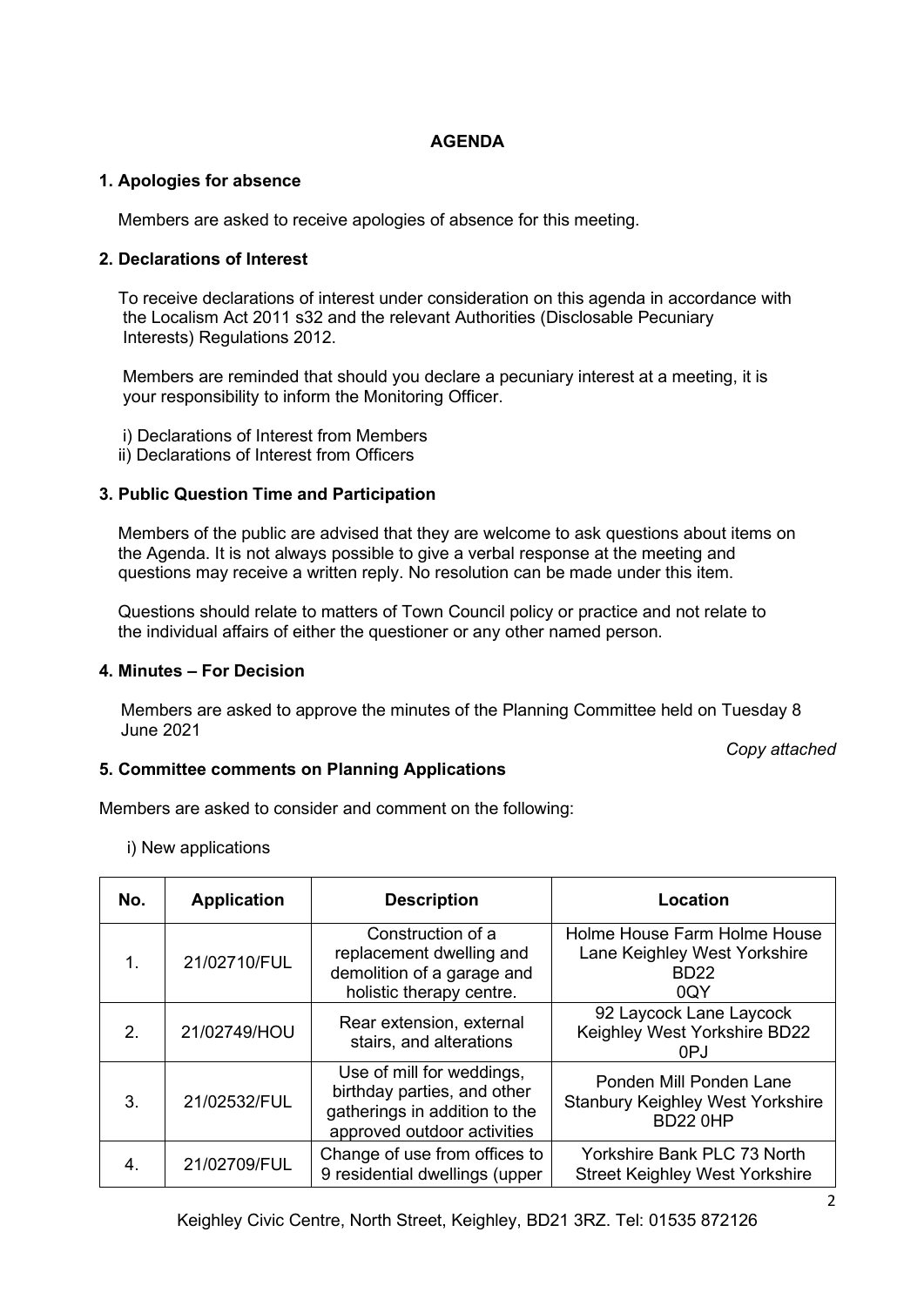**AGENDA**

**1. Apologies for absence**

Members are asked to receive apologies of absence for this meeting.

**2. Declarations of Interest**

To receive declarations of interest under consideration on this agenda in accordance with the Localism Act 2011 s32 and the relevant Authorities (Disclosable Pecuniary Interests) Regulations 2012.

Members are reminded that should you declare a pecuniary interest at a meeting, it is your responsibility to inform the Monitoring Officer.

i) Declarations of Interest from Members
ii) Declarations of Interest from Officers

**3. Public Question Time and Participation**

Members of the public are advised that they are welcome to ask questions about items on the Agenda. It is not always possible to give a verbal response at the meeting and questions may receive a written reply. No resolution can be made under this item.

Questions should relate to matters of Town Council policy or practice and not relate to the individual affairs of either the questioner or any other named person.

**4. Minutes – For Decision**

Members are asked to approve the minutes of the Planning Committee held on Tuesday 8 June 2021

*Copy attached*

**5. Committee comments on Planning Applications**

Members are asked to consider and comment on the following:

i) New applications

| No. | Application | Description | Location |
|---|---|---|---|
| 1. | 21/02710/FUL | Construction of a replacement dwelling and demolition of a garage and holistic therapy centre. | Holme House Farm Holme House Lane Keighley West Yorkshire BD22 0QY |
| 2. | 21/02749/HOU | Rear extension, external stairs, and alterations | 92 Laycock Lane Laycock Keighley West Yorkshire BD22 0PJ |
| 3. | 21/02532/FUL | Use of mill for weddings, birthday parties, and other gatherings in addition to the approved outdoor activities | Ponden Mill Ponden Lane Stanbury Keighley West Yorkshire BD22 0HP |
| 4. | 21/02709/FUL | Change of use from offices to 9 residential dwellings (upper | Yorkshire Bank PLC 73 North Street Keighley West Yorkshire |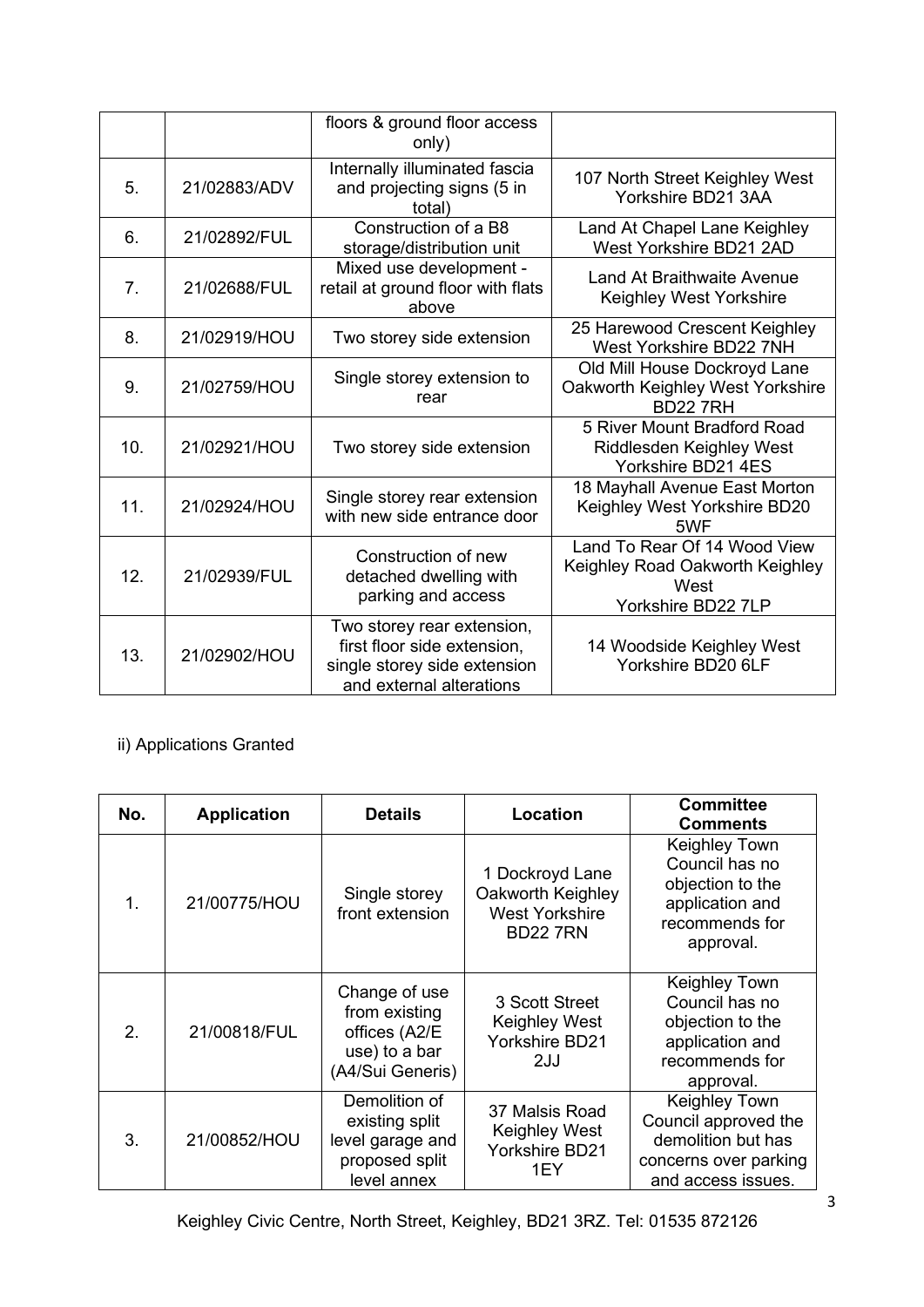| | | floors & ground floor access only) | |
|---|---|---|---|
| 5. | 21/02883/ADV | Internally illuminated fascia and projecting signs (5 in total) | 107 North Street Keighley West Yorkshire BD21 3AA |
| 6. | 21/02892/FUL | Construction of a B8 storage/distribution unit | Land At Chapel Lane Keighley West Yorkshire BD21 2AD |
| 7. | 21/02688/FUL | Mixed use development - retail at ground floor with flats above | Land At Braithwaite Avenue Keighley West Yorkshire |
| 8. | 21/02919/HOU | Two storey side extension | 25 Harewood Crescent Keighley West Yorkshire BD22 7NH |
| 9. | 21/02759/HOU | Single storey extension to rear | Old Mill House Dockroyd Lane Oakworth Keighley West Yorkshire BD22 7RH |
| 10. | 21/02921/HOU | Two storey side extension | 5 River Mount Bradford Road Riddlesden Keighley West Yorkshire BD21 4ES |
| 11. | 21/02924/HOU | Single storey rear extension with new side entrance door | 18 Mayhall Avenue East Morton Keighley West Yorkshire BD20 5WF |
| 12. | 21/02939/FUL | Construction of new detached dwelling with parking and access | Land To Rear Of 14 Wood View Keighley Road Oakworth Keighley West Yorkshire BD22 7LP |
| 13. | 21/02902/HOU | Two storey rear extension, first floor side extension, single storey side extension and external alterations | 14 Woodside Keighley West Yorkshire BD20 6LF |

ii) Applications Granted

| No. | Application | Details | Location | Committee Comments |
|---|---|---|---|---|
| 1. | 21/00775/HOU | Single storey front extension | 1 Dockroyd Lane Oakworth Keighley West Yorkshire BD22 7RN | Keighley Town Council has no objection to the application and recommends for approval. |
| 2. | 21/00818/FUL | Change of use from existing offices (A2/E use) to a bar (A4/Sui Generis) | 3 Scott Street Keighley West Yorkshire BD21 2JJ | Keighley Town Council has no objection to the application and recommends for approval. |
| 3. | 21/00852/HOU | Demolition of existing split level garage and proposed split level annex | 37 Malsis Road Keighley West Yorkshire BD21 1EY | Keighley Town Council approved the demolition but has concerns over parking and access issues. |

Keighley Civic Centre, North Street, Keighley, BD21 3RZ. Tel: 01535 872126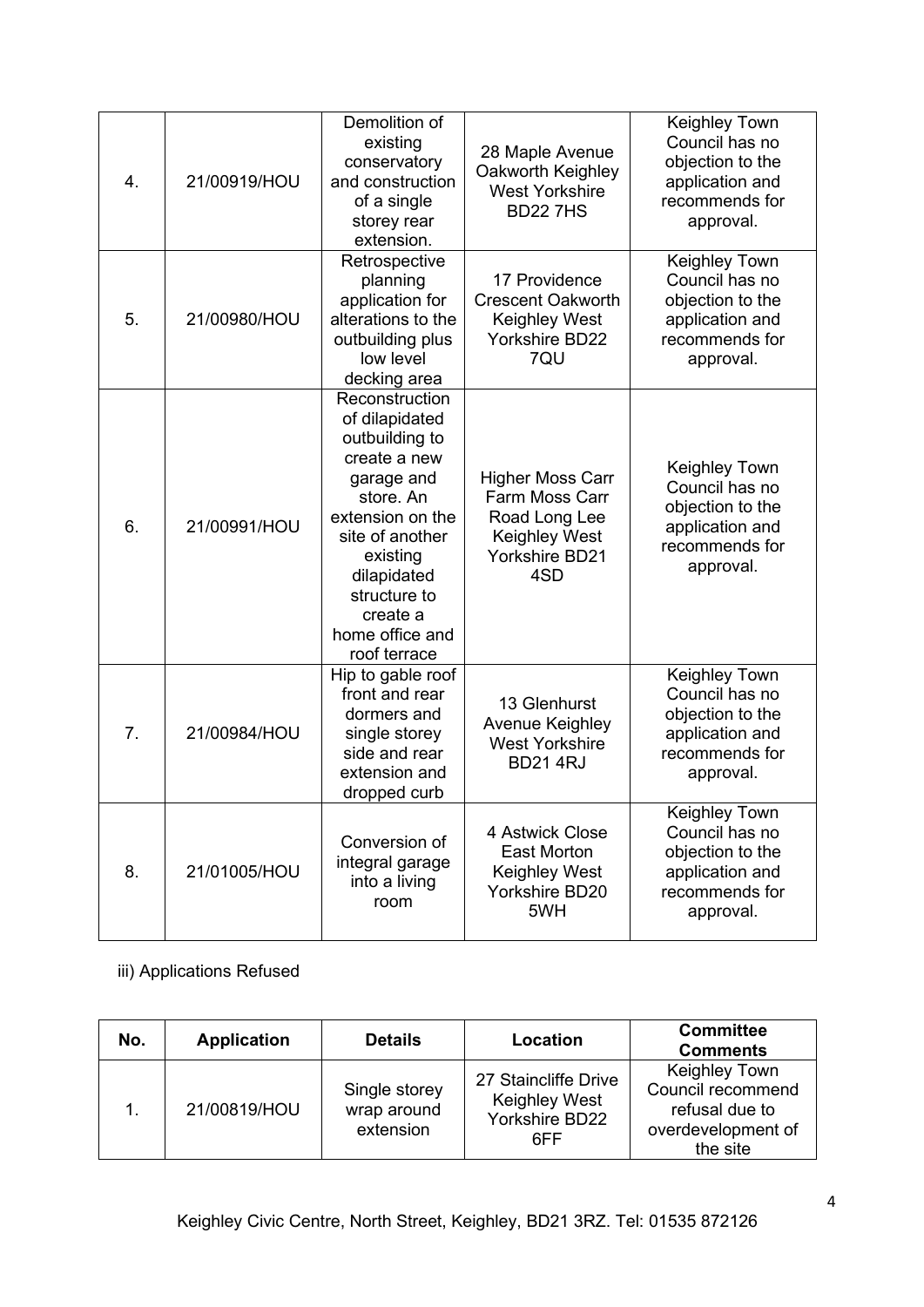| | | | | |
|---|---|---|---|---|
| 4. | 21/00919/HOU | Demolition of existing conservatory and construction of a single storey rear extension. | 28 Maple Avenue Oakworth Keighley West Yorkshire BD22 7HS | Keighley Town Council has no objection to the application and recommends for approval. |
| 5. | 21/00980/HOU | Retrospective planning application for alterations to the outbuilding plus low level decking area | 17 Providence Crescent Oakworth Keighley West Yorkshire BD22 7QU | Keighley Town Council has no objection to the application and recommends for approval. |
| 6. | 21/00991/HOU | Reconstruction of dilapidated outbuilding to create a new garage and store. An extension on the site of another existing dilapidated structure to create a home office and roof terrace | Higher Moss Carr Farm Moss Carr Road Long Lee Keighley West Yorkshire BD21 4SD | Keighley Town Council has no objection to the application and recommends for approval. |
| 7. | 21/00984/HOU | Hip to gable roof front and rear dormers and single storey side and rear extension and dropped curb | 13 Glenhurst Avenue Keighley West Yorkshire BD21 4RJ | Keighley Town Council has no objection to the application and recommends for approval. |
| 8. | 21/01005/HOU | Conversion of integral garage into a living room | 4 Astwick Close East Morton Keighley West Yorkshire BD20 5WH | Keighley Town Council has no objection to the application and recommends for approval. |

iii) Applications Refused

| No. | Application | Details | Location | Committee Comments |
|---|---|---|---|---|
| 1. | 21/00819/HOU | Single storey wrap around extension | 27 Staincliffe Drive Keighley West Yorkshire BD22 6FF | Keighley Town Council recommend refusal due to overdevelopment of the site |

Keighley Civic Centre, North Street, Keighley, BD21 3RZ. Tel: 01535 872126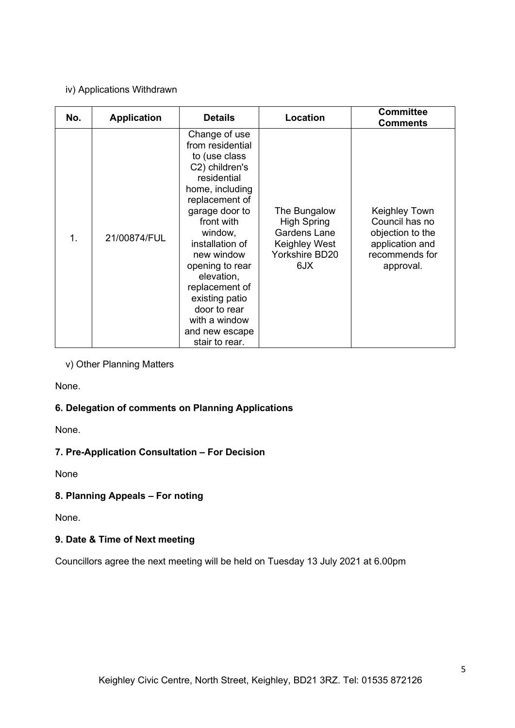iv) Applications Withdrawn

| No. | Application | Details | Location | Committee Comments |
|---|---|---|---|---|
| 1. | 21/00874/FUL | Change of use from residential to (use class C2) children's residential home, including replacement of garage door to front with window, installation of new window opening to rear elevation, replacement of existing patio door to rear with a window and new escape stair to rear. | The Bungalow High Spring Gardens Lane Keighley West Yorkshire BD20 6JX | Keighley Town Council has no objection to the application and recommends for approval. |

v) Other Planning Matters

None.

**6. Delegation of comments on Planning Applications**

None.

**7. Pre-Application Consultation – For Decision**

None

**8. Planning Appeals – For noting**

None.

**9. Date & Time of Next meeting**

Councillors agree the next meeting will be held on Tuesday 13 July 2021 at 6.00pm

Keighley Civic Centre, North Street, Keighley, BD21 3RZ. Tel: 01535 872126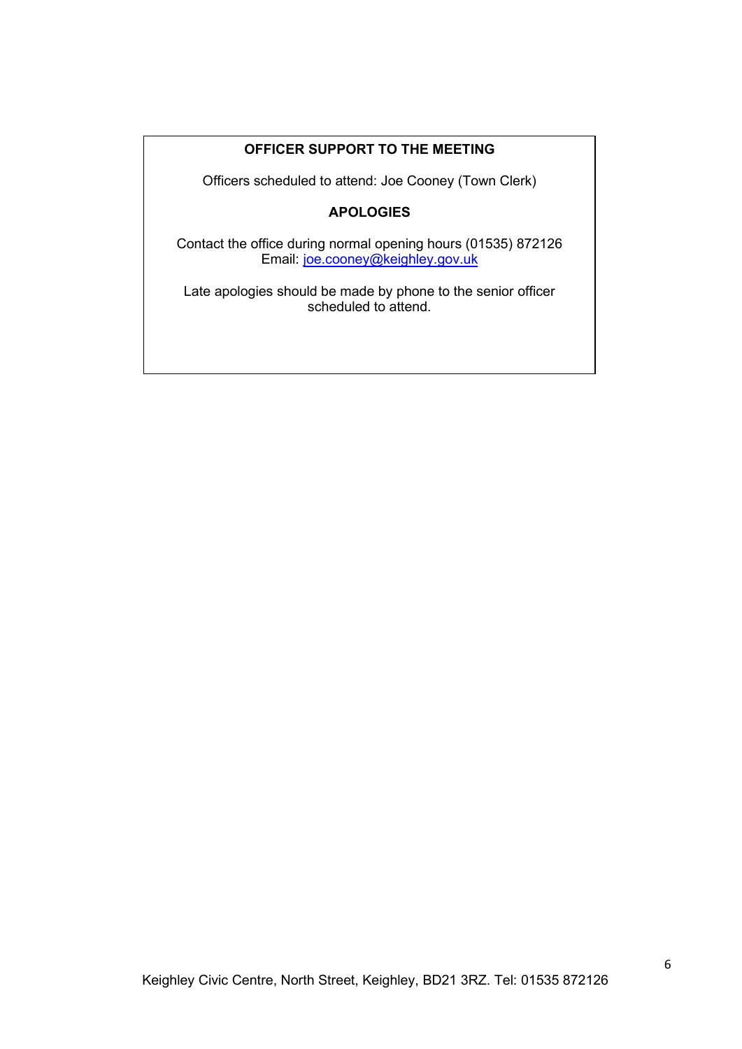**OFFICER SUPPORT TO THE MEETING**

Officers scheduled to attend: Joe Cooney (Town Clerk)

**APOLOGIES**

Contact the office during normal opening hours (01535) 872126
Email: joe.cooney@keighley.gov.uk

Late apologies should be made by phone to the senior officer scheduled to attend.

Keighley Civic Centre, North Street, Keighley, BD21 3RZ. Tel: 01535 872126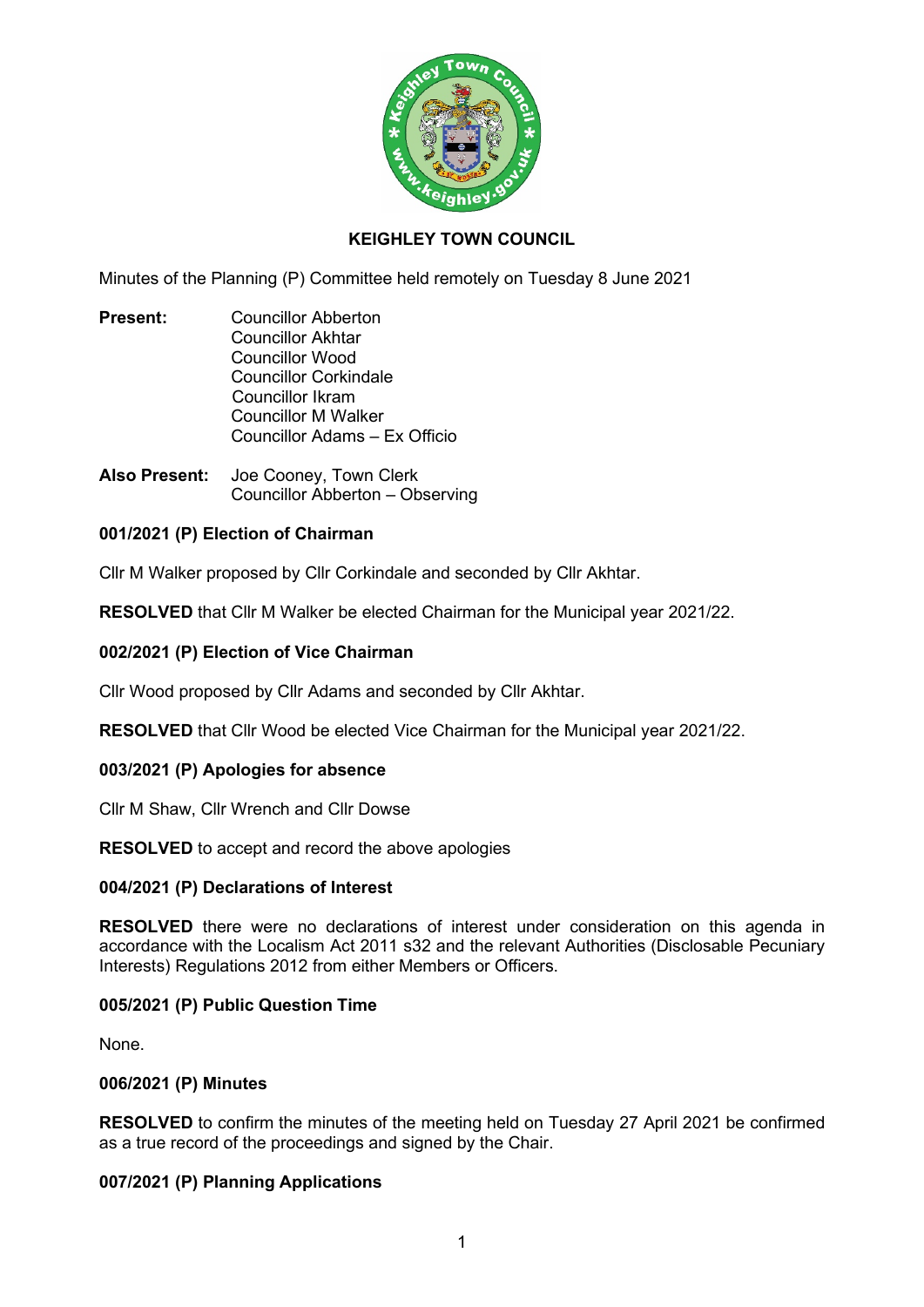**KEIGHLEY TOWN COUNCIL**

Minutes of the Planning (P) Committee held remotely on Tuesday 8 June 2021

**Present:** Councillor Abberton
Councillor Akhtar
Councillor Wood
Councillor Corkindale
Councillor Ikram
Councillor M Walker
Councillor Adams – Ex Officio

**Also Present:** Joe Cooney, Town Clerk
Councillor Abberton – Observing

### 001/2021 (P) Election of Chairman

Cllr M Walker proposed by Cllr Corkindale and seconded by Cllr Akhtar.

**RESOLVED** that Cllr M Walker be elected Chairman for the Municipal year 2021/22.

### 002/2021 (P) Election of Vice Chairman

Cllr Wood proposed by Cllr Adams and seconded by Cllr Akhtar.

**RESOLVED** that Cllr Wood be elected Vice Chairman for the Municipal year 2021/22.

### 003/2021 (P) Apologies for absence

Cllr M Shaw, Cllr Wrench and Cllr Dowse

**RESOLVED** to accept and record the above apologies

### 004/2021 (P) Declarations of Interest

**RESOLVED** there were no declarations of interest under consideration on this agenda in accordance with the Localism Act 2011 s32 and the relevant Authorities (Disclosable Pecuniary Interests) Regulations 2012 from either Members or Officers.

### 005/2021 (P) Public Question Time

None.

### 006/2021 (P) Minutes

**RESOLVED** to confirm the minutes of the meeting held on Tuesday 27 April 2021 be confirmed as a true record of the proceedings and signed by the Chair.

### 007/2021 (P) Planning Applications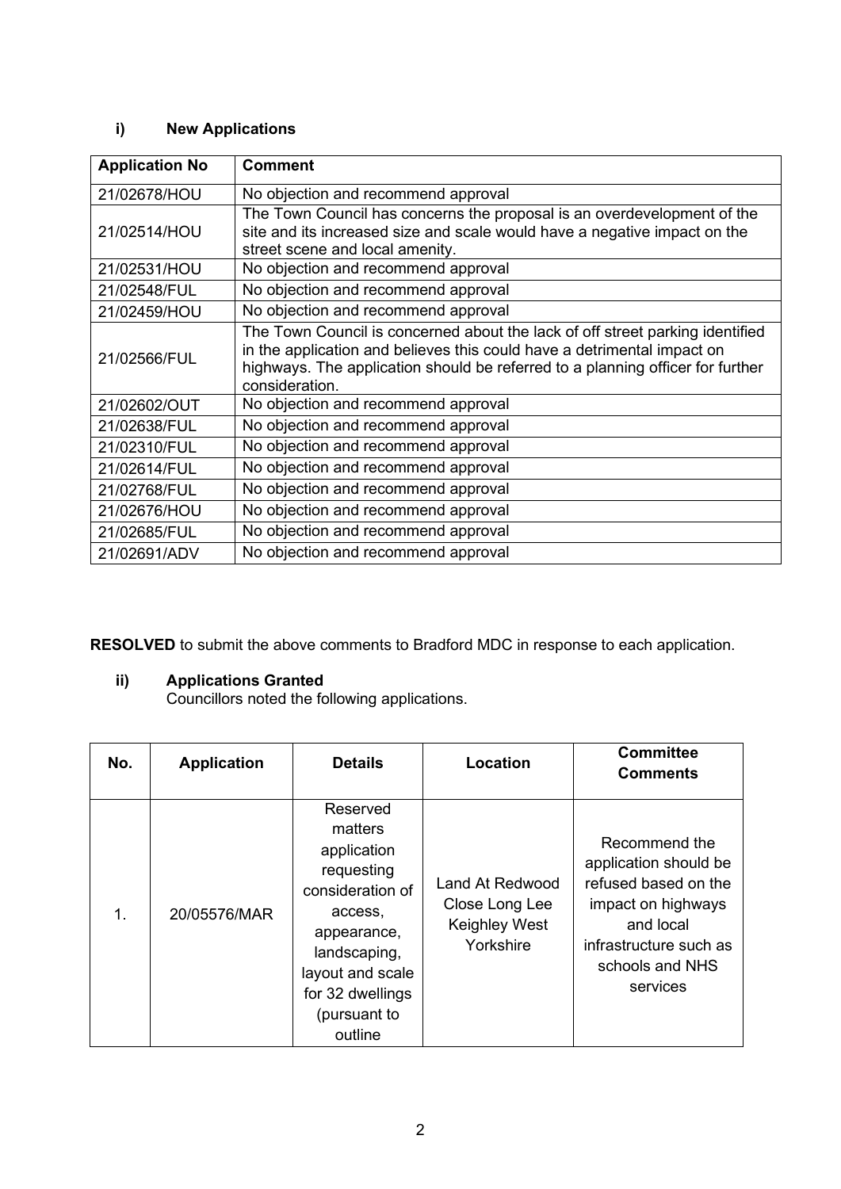### i) New Applications

| Application No | Comment |
|---|---|
| 21/02678/HOU | No objection and recommend approval |
| 21/02514/HOU | The Town Council has concerns the proposal is an overdevelopment of the site and its increased size and scale would have a negative impact on the street scene and local amenity. |
| 21/02531/HOU | No objection and recommend approval |
| 21/02548/FUL | No objection and recommend approval |
| 21/02459/HOU | No objection and recommend approval |
| 21/02566/FUL | The Town Council is concerned about the lack of off street parking identified in the application and believes this could have a detrimental impact on highways. The application should be referred to a planning officer for further consideration. |
| 21/02602/OUT | No objection and recommend approval |
| 21/02638/FUL | No objection and recommend approval |
| 21/02310/FUL | No objection and recommend approval |
| 21/02614/FUL | No objection and recommend approval |
| 21/02768/FUL | No objection and recommend approval |
| 21/02676/HOU | No objection and recommend approval |
| 21/02685/FUL | No objection and recommend approval |
| 21/02691/ADV | No objection and recommend approval |

**RESOLVED** to submit the above comments to Bradford MDC in response to each application.

### ii) Applications Granted

Councillors noted the following applications.

| No. | Application | Details | Location | Committee Comments |
|---|---|---|---|---|
| 1. | 20/05576/MAR | Reserved matters application requesting consideration of access, appearance, landscaping, layout and scale for 32 dwellings (pursuant to outline | Land At Redwood Close Long Lee Keighley West Yorkshire | Recommend the application should be refused based on the impact on highways and local infrastructure such as schools and NHS services |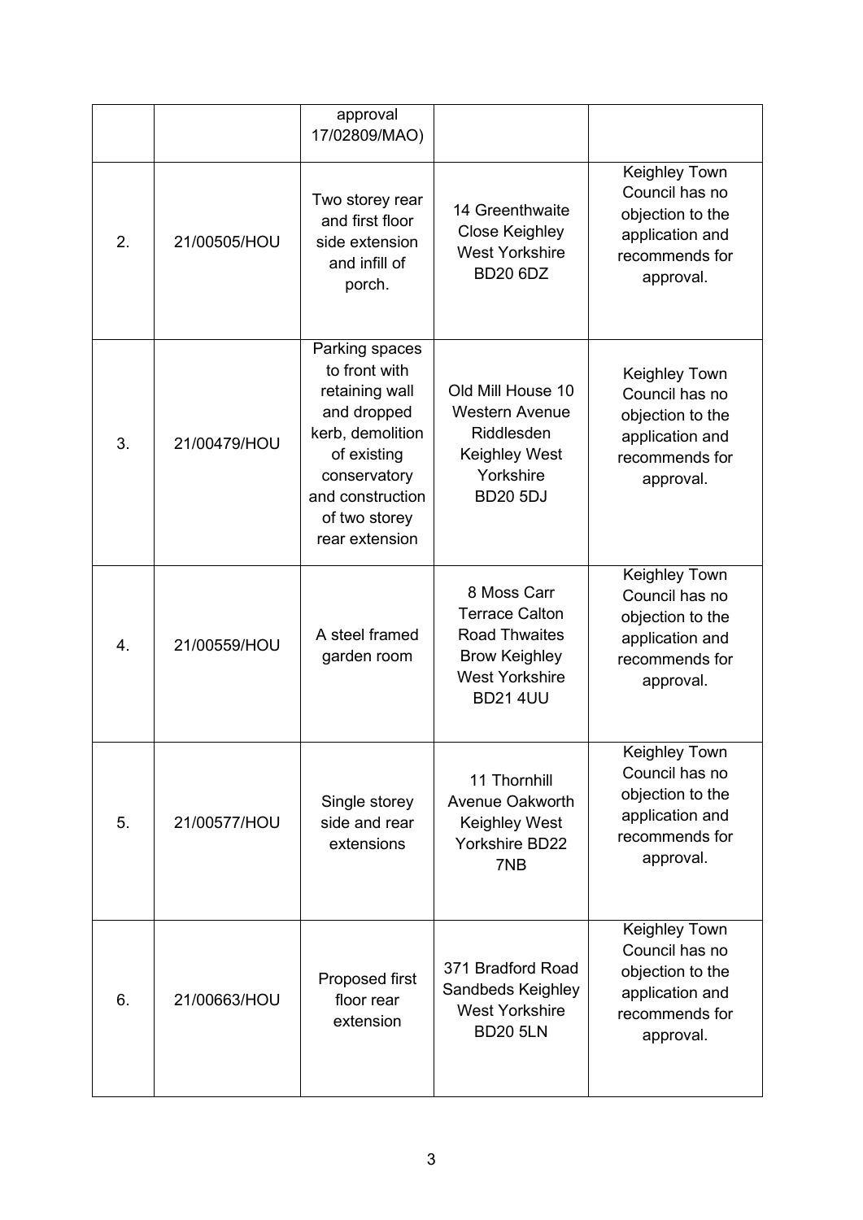| | | | | |
|---|---|---|---|---|
| | | approval 17/02809/MAO) | | |
| 2. | 21/00505/HOU | Two storey rear and first floor side extension and infill of porch. | 14 Greenthwaite Close Keighley West Yorkshire BD20 6DZ | Keighley Town Council has no objection to the application and recommends for approval. |
| 3. | 21/00479/HOU | Parking spaces to front with retaining wall and dropped kerb, demolition of existing conservatory and construction of two storey rear extension | Old Mill House 10 Western Avenue Riddlesden Keighley West Yorkshire BD20 5DJ | Keighley Town Council has no objection to the application and recommends for approval. |
| 4. | 21/00559/HOU | A steel framed garden room | 8 Moss Carr Terrace Calton Road Thwaites Brow Keighley West Yorkshire BD21 4UU | Keighley Town Council has no objection to the application and recommends for approval. |
| 5. | 21/00577/HOU | Single storey side and rear extensions | 11 Thornhill Avenue Oakworth Keighley West Yorkshire BD22 7NB | Keighley Town Council has no objection to the application and recommends for approval. |
| 6. | 21/00663/HOU | Proposed first floor rear extension | 371 Bradford Road Sandbeds Keighley West Yorkshire BD20 5LN | Keighley Town Council has no objection to the application and recommends for approval. |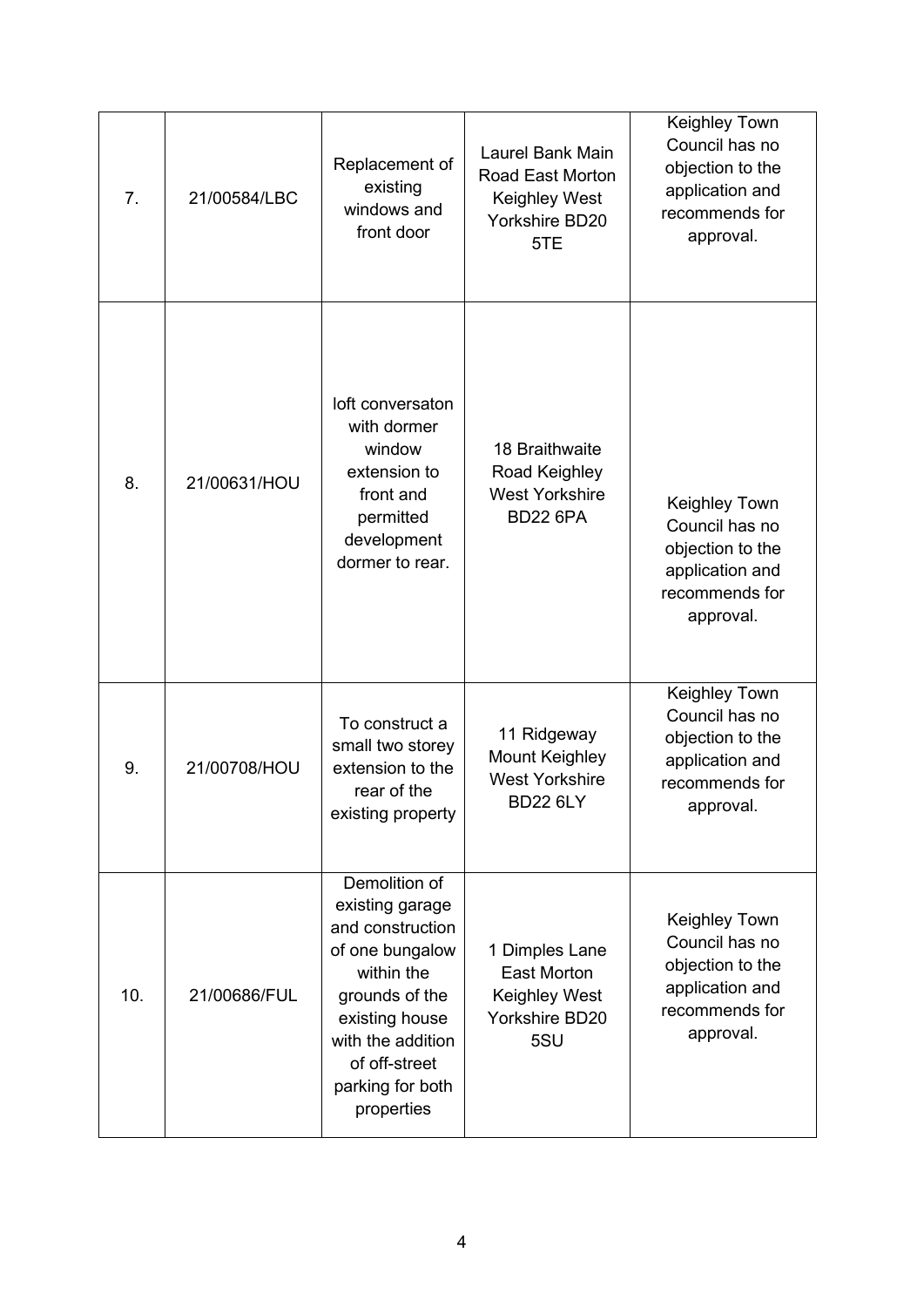| 7. | 21/00584/LBC | Replacement of existing windows and front door | Laurel Bank Main Road East Morton Keighley West Yorkshire BD20 5TE | Keighley Town Council has no objection to the application and recommends for approval. |
|---|---|---|---|---|
| 8. | 21/00631/HOU | loft conversaton with dormer window extension to front and permitted development dormer to rear. | 18 Braithwaite Road Keighley West Yorkshire BD22 6PA | Keighley Town Council has no objection to the application and recommends for approval. |
| 9. | 21/00708/HOU | To construct a small two storey extension to the rear of the existing property | 11 Ridgeway Mount Keighley West Yorkshire BD22 6LY | Keighley Town Council has no objection to the application and recommends for approval. |
| 10. | 21/00686/FUL | Demolition of existing garage and construction of one bungalow within the grounds of the existing house with the addition of off-street parking for both properties | 1 Dimples Lane East Morton Keighley West Yorkshire BD20 5SU | Keighley Town Council has no objection to the application and recommends for approval. |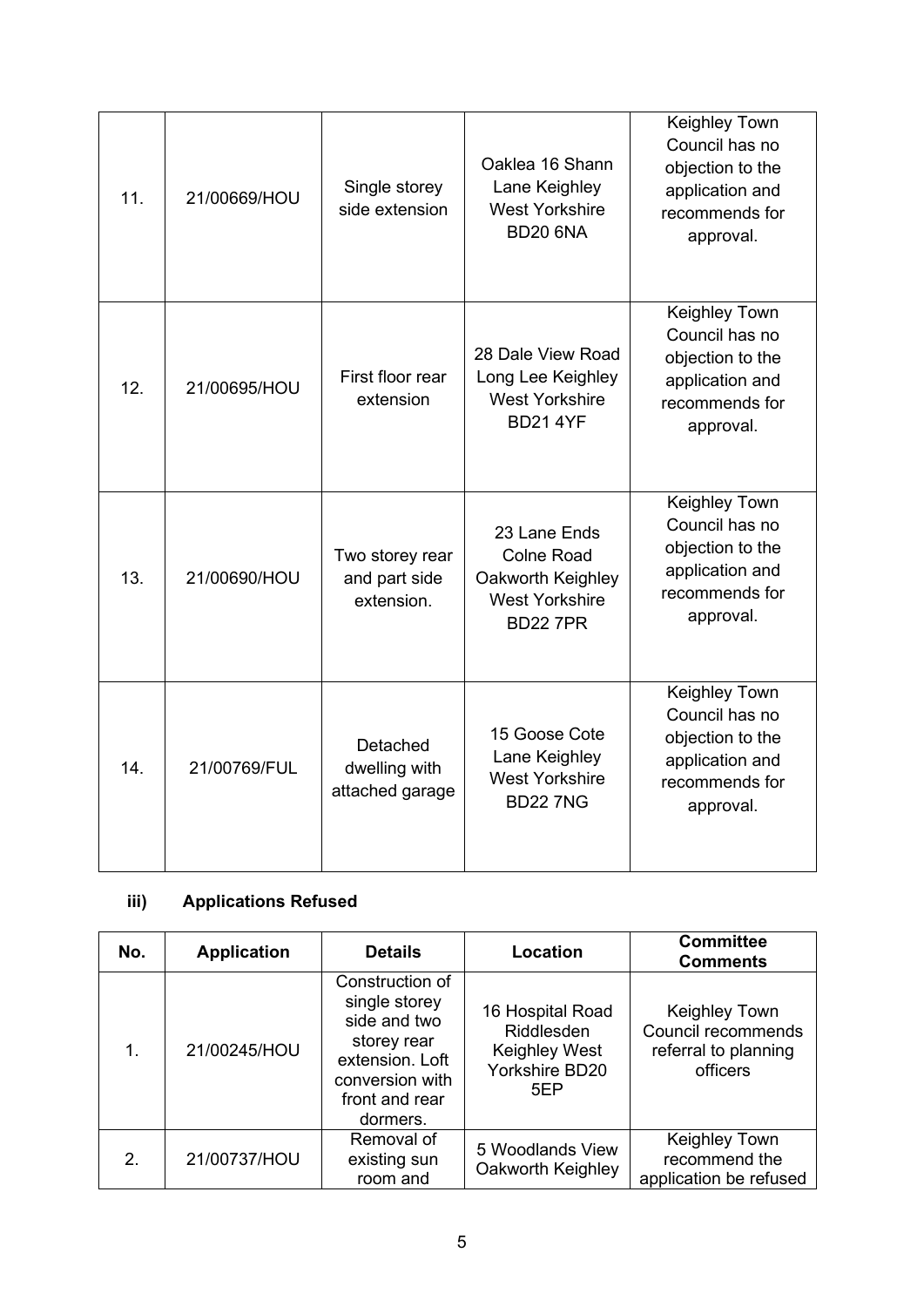| | | | | |
|---|---|---|---|---|
| 11. | 21/00669/HOU | Single storey side extension | Oaklea 16 Shann Lane Keighley West Yorkshire BD20 6NA | Keighley Town Council has no objection to the application and recommends for approval. |
| 12. | 21/00695/HOU | First floor rear extension | 28 Dale View Road Long Lee Keighley West Yorkshire BD21 4YF | Keighley Town Council has no objection to the application and recommends for approval. |
| 13. | 21/00690/HOU | Two storey rear and part side extension. | 23 Lane Ends Colne Road Oakworth Keighley West Yorkshire BD22 7PR | Keighley Town Council has no objection to the application and recommends for approval. |
| 14. | 21/00769/FUL | Detached dwelling with attached garage | 15 Goose Cote Lane Keighley West Yorkshire BD22 7NG | Keighley Town Council has no objection to the application and recommends for approval. |

### iii) Applications Refused

| No. | Application | Details | Location | Committee Comments |
|---|---|---|---|---|
| 1. | 21/00245/HOU | Construction of single storey side and two storey rear extension. Loft conversion with front and rear dormers. | 16 Hospital Road Riddlesden Keighley West Yorkshire BD20 5EP | Keighley Town Council recommends referral to planning officers |
| 2. | 21/00737/HOU | Removal of existing sun room and | 5 Woodlands View Oakworth Keighley | Keighley Town recommend the application be refused |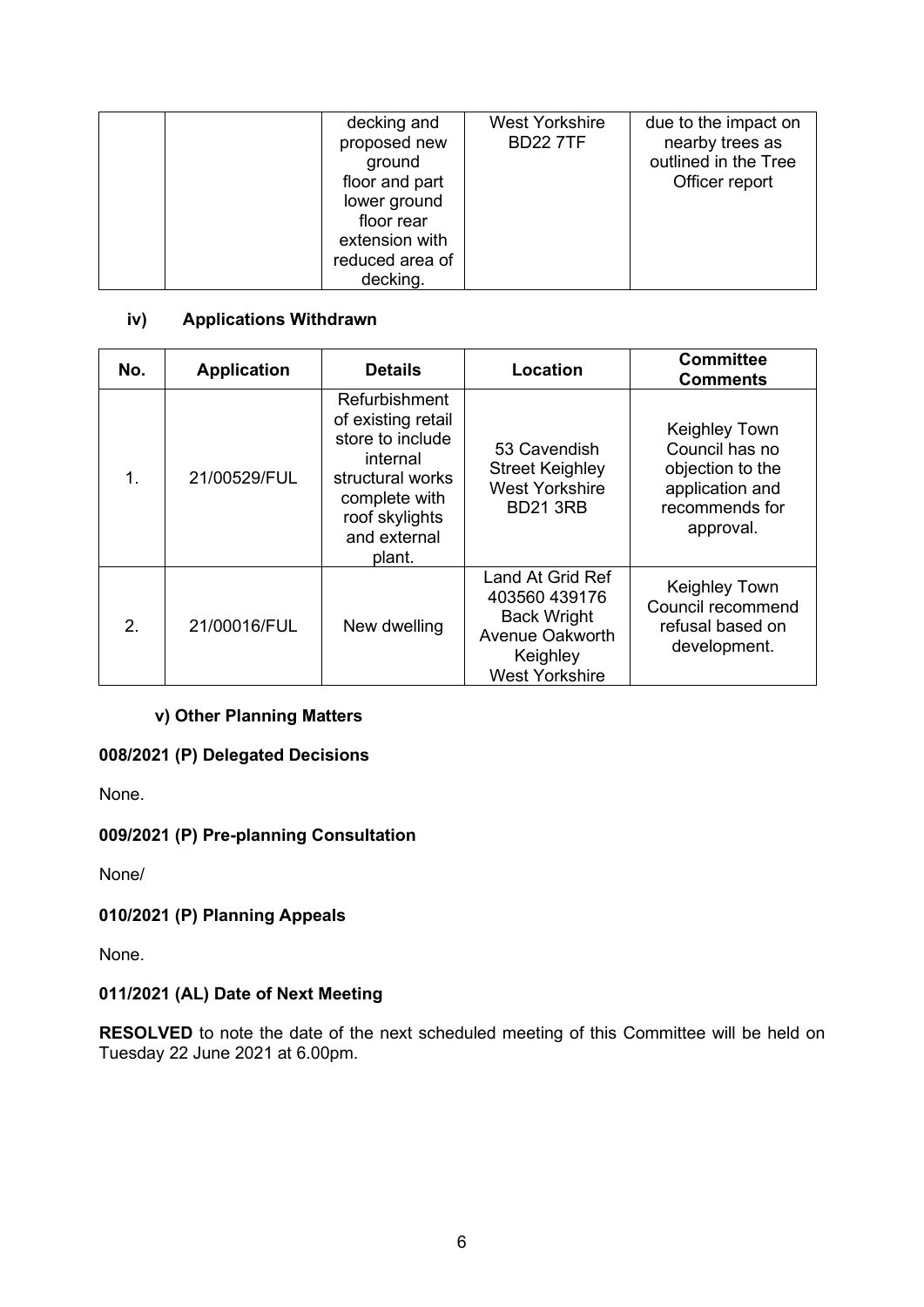| | | decking and proposed new ground floor and part lower ground floor rear extension with reduced area of decking. | West Yorkshire BD22 7TF | due to the impact on nearby trees as outlined in the Tree Officer report |
|---|---|---|---|---|

### iv) Applications Withdrawn

| No. | Application | Details | Location | Committee Comments |
|---|---|---|---|---|
| 1. | 21/00529/FUL | Refurbishment of existing retail store to include internal structural works complete with roof skylights and external plant. | 53 Cavendish Street Keighley West Yorkshire BD21 3RB | Keighley Town Council has no objection to the application and recommends for approval. |
| 2. | 21/00016/FUL | New dwelling | Land At Grid Ref 403560 439176 Back Wright Avenue Oakworth Keighley West Yorkshire | Keighley Town Council recommend refusal based on development. |

### v) Other Planning Matters

### 008/2021 (P) Delegated Decisions

None.

### 009/2021 (P) Pre-planning Consultation

None/

### 010/2021 (P) Planning Appeals

None.

### 011/2021 (AL) Date of Next Meeting

**RESOLVED** to note the date of the next scheduled meeting of this Committee will be held on Tuesday 22 June 2021 at 6.00pm.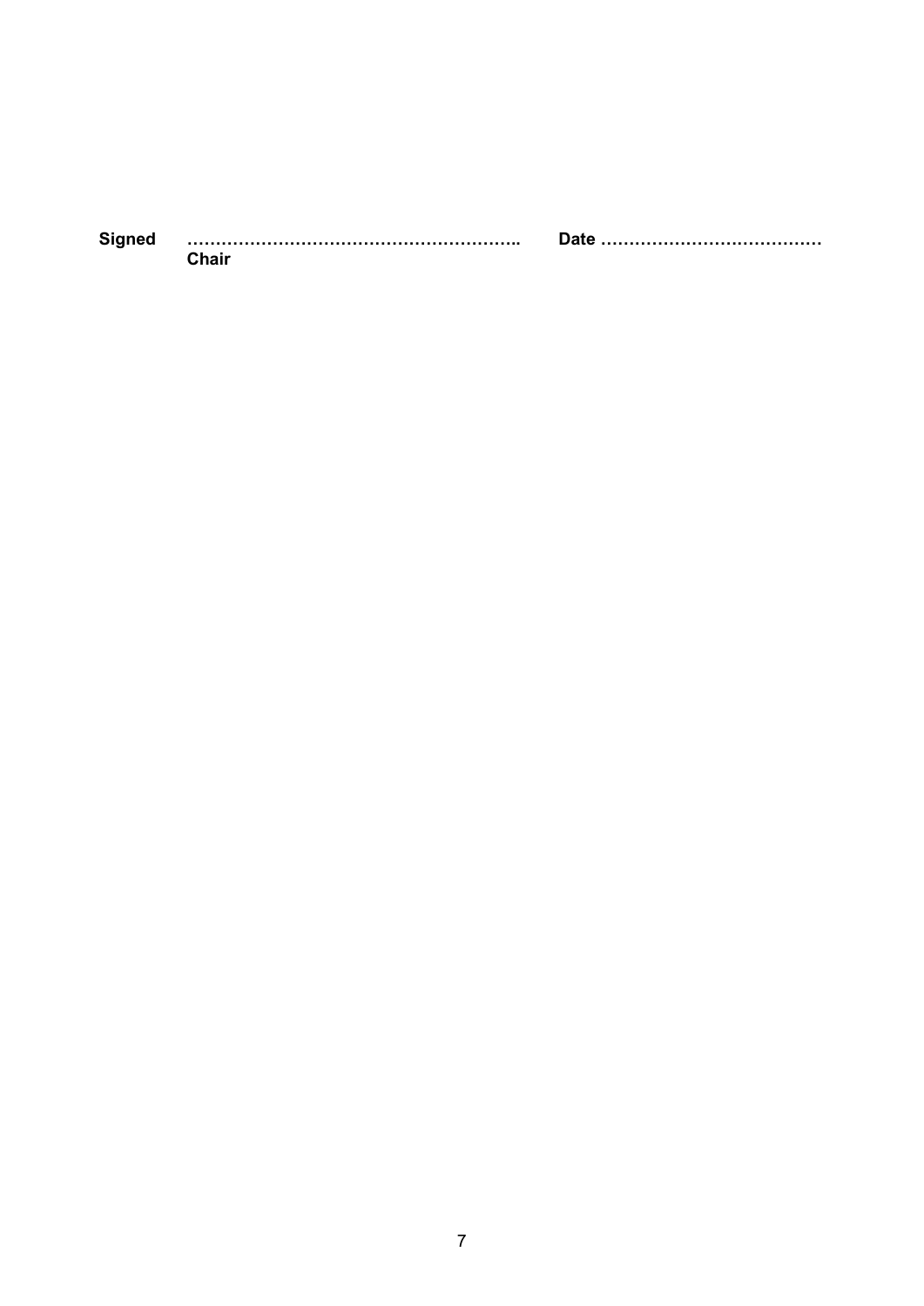**Signed** **…………………………………………………..** **Date …………………………………**
**Chair**